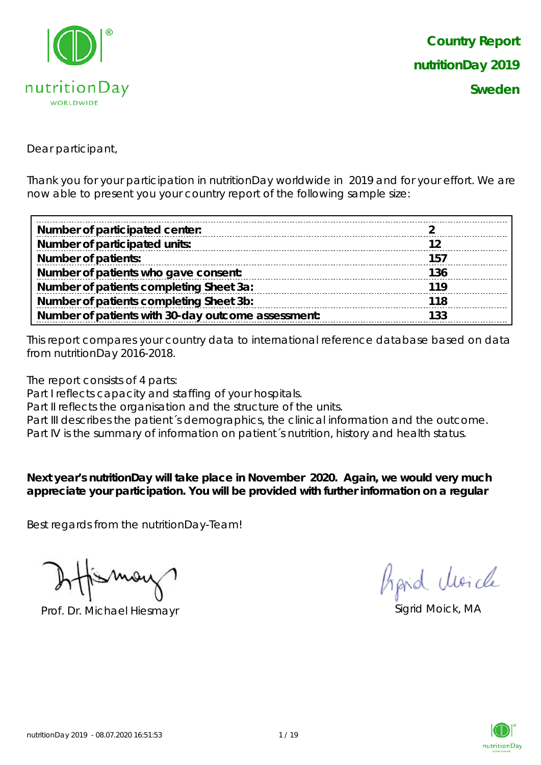**Country Report**

**nutritionDay 2019**

**Sweden**

Dear participant,

Thank you for your participation in nutritionDay worldwide in 2019 and for your effort. We are now able to present you your country report of the following sample size:

| | |
|---|---|
| **Number of participated center:** | **2** |
| **Number of participated units:** | **12** |
| **Number of patients:** | **157** |
| **Number of patients who gave consent:** | **136** |
| **Number of patients completing Sheet 3a:** | **119** |
| **Number of patients completing Sheet 3b:** | **118** |
| **Number of patients with 30-day outcome assessment:** | **133** |

This report compares your country data to international reference database based on data from nutritionDay 2016-2018.

The report consists of 4 parts:
Part I reflects capacity and staffing of your hospitals.
Part II reflects the organisation and the structure of the units.
Part III describes the patient´s demographics, the clinical information and the outcome.
Part IV is the summary of information on patient´s nutrition, history and health status.

**Next year's nutritionDay will take place in November 2020. Again, we would very much appreciate your participation. You will be provided with further information on a regular**

Best regards from the nutritionDay-Team!

Prof. Dr. Michael Hiesmayr

Sigrid Moick, MA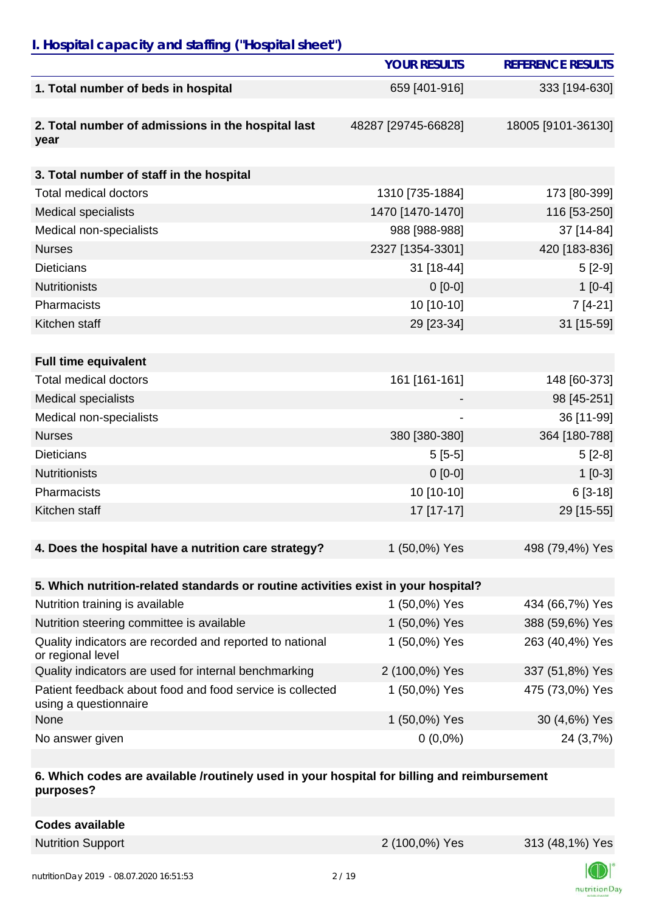## I. Hospital capacity and staffing ("Hospital sheet")

| | YOUR RESULTS | REFERENCE RESULTS |
|---|---|---|
| **1. Total number of beds in hospital** | 659 [401-916] | 333 [194-630] |
| **2. Total number of admissions in the hospital last year** | 48287 [29745-66828] | 18005 [9101-36130] |
| **3. Total number of staff in the hospital** | | |
| Total medical doctors | 1310 [735-1884] | 173 [80-399] |
| Medical specialists | 1470 [1470-1470] | 116 [53-250] |
| Medical non-specialists | 988 [988-988] | 37 [14-84] |
| Nurses | 2327 [1354-3301] | 420 [183-836] |
| Dieticians | 31 [18-44] | 5 [2-9] |
| Nutritionists | 0 [0-0] | 1 [0-4] |
| Pharmacists | 10 [10-10] | 7 [4-21] |
| Kitchen staff | 29 [23-34] | 31 [15-59] |
| **Full time equivalent** | | |
| Total medical doctors | 161 [161-161] | 148 [60-373] |
| Medical specialists | - | 98 [45-251] |
| Medical non-specialists | - | 36 [11-99] |
| Nurses | 380 [380-380] | 364 [180-788] |
| Dieticians | 5 [5-5] | 5 [2-8] |
| Nutritionists | 0 [0-0] | 1 [0-3] |
| Pharmacists | 10 [10-10] | 6 [3-18] |
| Kitchen staff | 17 [17-17] | 29 [15-55] |
| **4. Does the hospital have a nutrition care strategy?** | 1 (50,0%) Yes | 498 (79,4%) Yes |
| **5. Which nutrition-related standards or routine activities exist in your hospital?** | | |
| Nutrition training is available | 1 (50,0%) Yes | 434 (66,7%) Yes |
| Nutrition steering committee is available | 1 (50,0%) Yes | 388 (59,6%) Yes |
| Quality indicators are recorded and reported to national or regional level | 1 (50,0%) Yes | 263 (40,4%) Yes |
| Quality indicators are used for internal benchmarking | 2 (100,0%) Yes | 337 (51,8%) Yes |
| Patient feedback about food and food service is collected using a questionnaire | 1 (50,0%) Yes | 475 (73,0%) Yes |
| None | 1 (50,0%) Yes | 30 (4,6%) Yes |
| No answer given | 0 (0,0%) | 24 (3,7%) |
| **6. Which codes are available /routinely used in your hospital for billing and reimbursement purposes?** | | |
| **Codes available** | | |
| Nutrition Support | 2 (100,0%) Yes | 313 (48,1%) Yes |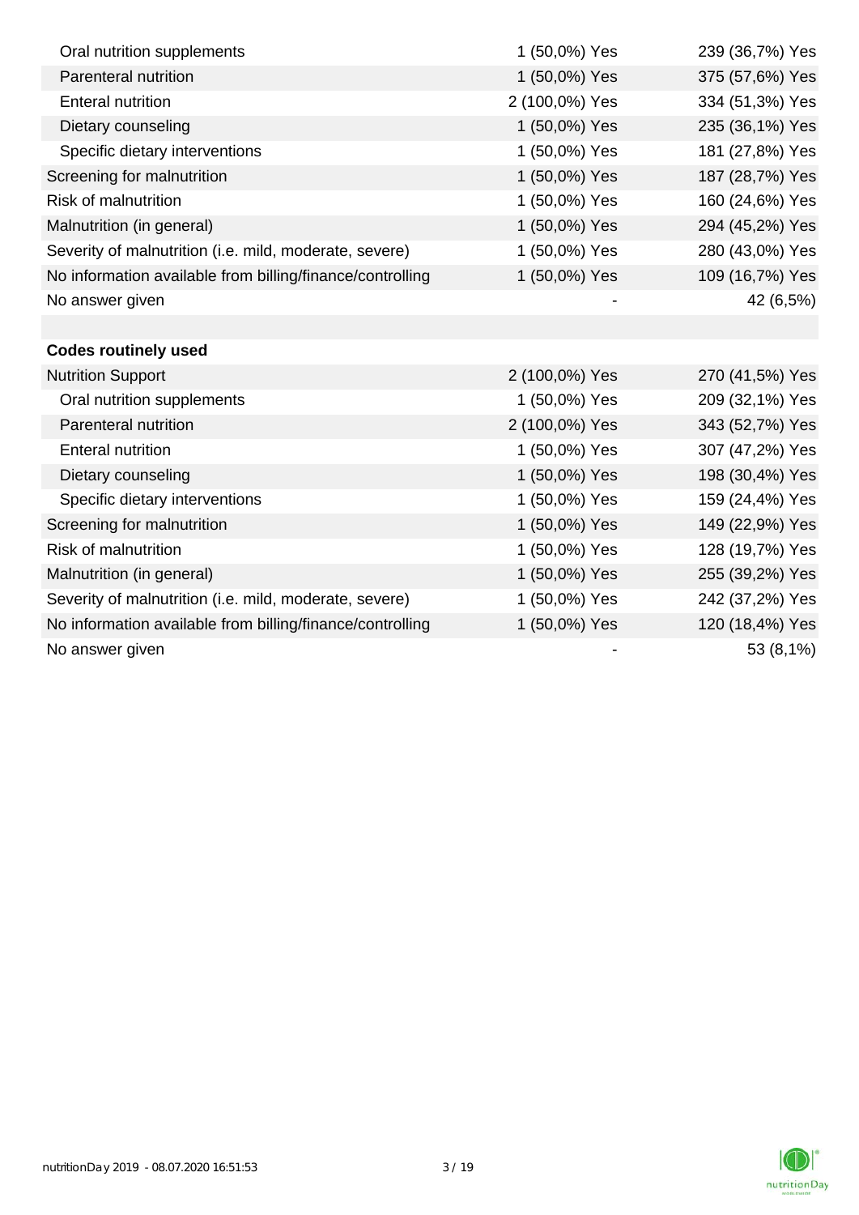| | | |
|---|---|---|
| Oral nutrition supplements | 1 (50,0%) Yes | 239 (36,7%) Yes |
| Parenteral nutrition | 1 (50,0%) Yes | 375 (57,6%) Yes |
| Enteral nutrition | 2 (100,0%) Yes | 334 (51,3%) Yes |
| Dietary counseling | 1 (50,0%) Yes | 235 (36,1%) Yes |
| Specific dietary interventions | 1 (50,0%) Yes | 181 (27,8%) Yes |
| Screening for malnutrition | 1 (50,0%) Yes | 187 (28,7%) Yes |
| Risk of malnutrition | 1 (50,0%) Yes | 160 (24,6%) Yes |
| Malnutrition (in general) | 1 (50,0%) Yes | 294 (45,2%) Yes |
| Severity of malnutrition (i.e. mild, moderate, severe) | 1 (50,0%) Yes | 280 (43,0%) Yes |
| No information available from billing/finance/controlling | 1 (50,0%) Yes | 109 (16,7%) Yes |
| No answer given | - | 42 (6,5%) |
| | | |
| **Codes routinely used** | | |
| Nutrition Support | 2 (100,0%) Yes | 270 (41,5%) Yes |
| Oral nutrition supplements | 1 (50,0%) Yes | 209 (32,1%) Yes |
| Parenteral nutrition | 2 (100,0%) Yes | 343 (52,7%) Yes |
| Enteral nutrition | 1 (50,0%) Yes | 307 (47,2%) Yes |
| Dietary counseling | 1 (50,0%) Yes | 198 (30,4%) Yes |
| Specific dietary interventions | 1 (50,0%) Yes | 159 (24,4%) Yes |
| Screening for malnutrition | 1 (50,0%) Yes | 149 (22,9%) Yes |
| Risk of malnutrition | 1 (50,0%) Yes | 128 (19,7%) Yes |
| Malnutrition (in general) | 1 (50,0%) Yes | 255 (39,2%) Yes |
| Severity of malnutrition (i.e. mild, moderate, severe) | 1 (50,0%) Yes | 242 (37,2%) Yes |
| No information available from billing/finance/controlling | 1 (50,0%) Yes | 120 (18,4%) Yes |
| No answer given | - | 53 (8,1%) |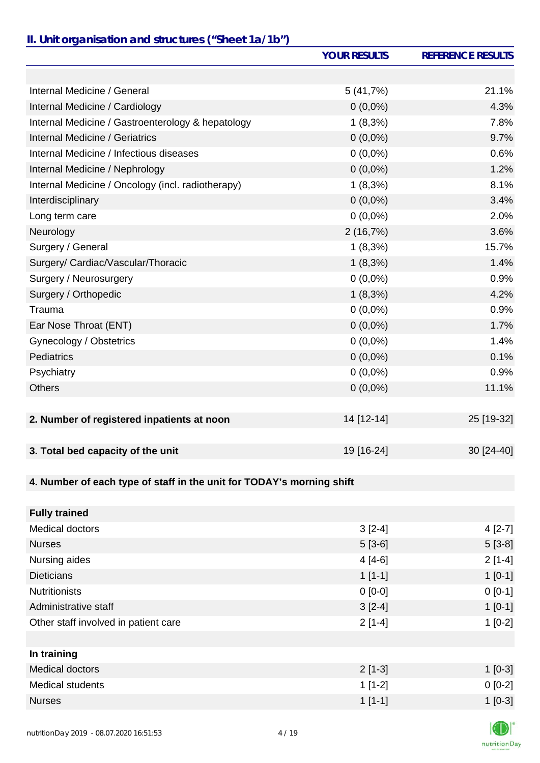## II. Unit organisation and structures ("Sheet 1a/1b")

| | YOUR RESULTS | REFERENCE RESULTS |
|---|---|---|
| | | |
| Internal Medicine / General | 5 (41,7%) | 21.1% |
| Internal Medicine / Cardiology | 0 (0,0%) | 4.3% |
| Internal Medicine / Gastroenterology & hepatology | 1 (8,3%) | 7.8% |
| Internal Medicine / Geriatrics | 0 (0,0%) | 9.7% |
| Internal Medicine / Infectious diseases | 0 (0,0%) | 0.6% |
| Internal Medicine / Nephrology | 0 (0,0%) | 1.2% |
| Internal Medicine / Oncology (incl. radiotherapy) | 1 (8,3%) | 8.1% |
| Interdisciplinary | 0 (0,0%) | 3.4% |
| Long term care | 0 (0,0%) | 2.0% |
| Neurology | 2 (16,7%) | 3.6% |
| Surgery / General | 1 (8,3%) | 15.7% |
| Surgery/ Cardiac/Vascular/Thoracic | 1 (8,3%) | 1.4% |
| Surgery / Neurosurgery | 0 (0,0%) | 0.9% |
| Surgery / Orthopedic | 1 (8,3%) | 4.2% |
| Trauma | 0 (0,0%) | 0.9% |
| Ear Nose Throat (ENT) | 0 (0,0%) | 1.7% |
| Gynecology / Obstetrics | 0 (0,0%) | 1.4% |
| Pediatrics | 0 (0,0%) | 0.1% |
| Psychiatry | 0 (0,0%) | 0.9% |
| Others | 0 (0,0%) | 11.1% |
| | | |
| **2. Number of registered inpatients at noon** | 14 [12-14] | 25 [19-32] |
| | | |
| **3. Total bed capacity of the unit** | 19 [16-24] | 30 [24-40] |
| | | |
| **4. Number of each type of staff in the unit for TODAY's morning shift** | | |
| | | |
| **Fully trained** | | |
| Medical doctors | 3 [2-4] | 4 [2-7] |
| Nurses | 5 [3-6] | 5 [3-8] |
| Nursing aides | 4 [4-6] | 2 [1-4] |
| Dieticians | 1 [1-1] | 1 [0-1] |
| Nutritionists | 0 [0-0] | 0 [0-1] |
| Administrative staff | 3 [2-4] | 1 [0-1] |
| Other staff involved in patient care | 2 [1-4] | 1 [0-2] |
| | | |
| **In training** | | |
| Medical doctors | 2 [1-3] | 1 [0-3] |
| Medical students | 1 [1-2] | 0 [0-2] |
| Nurses | 1 [1-1] | 1 [0-3] |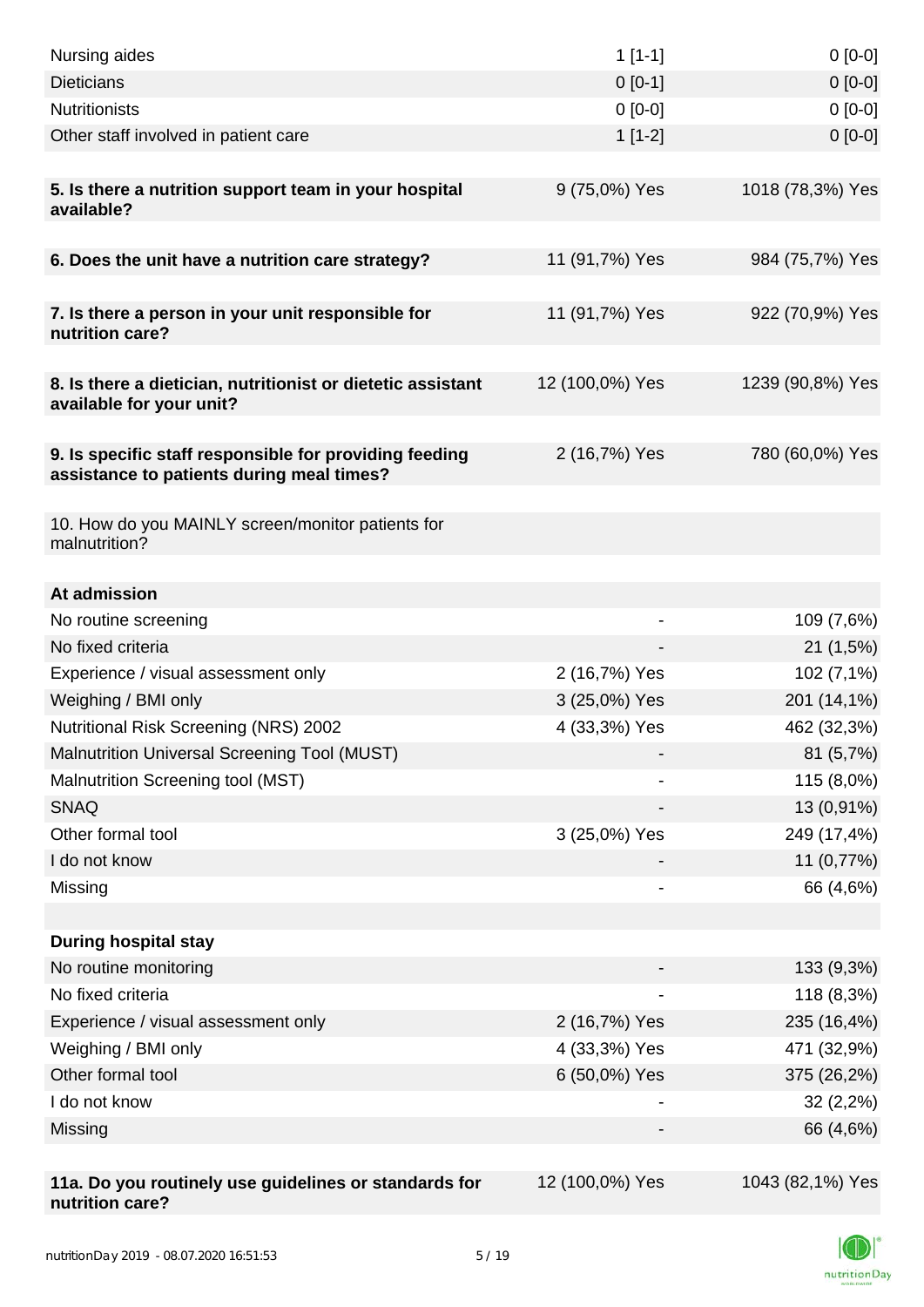| | | |
|---|---|---|
| Nursing aides | 1 [1-1] | 0 [0-0] |
| Dieticians | 0 [0-1] | 0 [0-0] |
| Nutritionists | 0 [0-0] | 0 [0-0] |
| Other staff involved in patient care | 1 [1-2] | 0 [0-0] |
| | | |
| **5. Is there a nutrition support team in your hospital available?** | 9 (75,0%) Yes | 1018 (78,3%) Yes |
| | | |
| **6. Does the unit have a nutrition care strategy?** | 11 (91,7%) Yes | 984 (75,7%) Yes |
| | | |
| **7. Is there a person in your unit responsible for nutrition care?** | 11 (91,7%) Yes | 922 (70,9%) Yes |
| | | |
| **8. Is there a dietician, nutritionist or dietetic assistant available for your unit?** | 12 (100,0%) Yes | 1239 (90,8%) Yes |
| | | |
| **9. Is specific staff responsible for providing feeding assistance to patients during meal times?** | 2 (16,7%) Yes | 780 (60,0%) Yes |
| | | |
| 10. How do you MAINLY screen/monitor patients for malnutrition? | | |
| | | |
| **At admission** | | |
| No routine screening | - | 109 (7,6%) |
| No fixed criteria | - | 21 (1,5%) |
| Experience / visual assessment only | 2 (16,7%) Yes | 102 (7,1%) |
| Weighing / BMI only | 3 (25,0%) Yes | 201 (14,1%) |
| Nutritional Risk Screening (NRS) 2002 | 4 (33,3%) Yes | 462 (32,3%) |
| Malnutrition Universal Screening Tool (MUST) | - | 81 (5,7%) |
| Malnutrition Screening tool (MST) | - | 115 (8,0%) |
| SNAQ | - | 13 (0,91%) |
| Other formal tool | 3 (25,0%) Yes | 249 (17,4%) |
| I do not know | - | 11 (0,77%) |
| Missing | - | 66 (4,6%) |
| | | |
| **During hospital stay** | | |
| No routine monitoring | - | 133 (9,3%) |
| No fixed criteria | - | 118 (8,3%) |
| Experience / visual assessment only | 2 (16,7%) Yes | 235 (16,4%) |
| Weighing / BMI only | 4 (33,3%) Yes | 471 (32,9%) |
| Other formal tool | 6 (50,0%) Yes | 375 (26,2%) |
| I do not know | - | 32 (2,2%) |
| Missing | - | 66 (4,6%) |
| | | |
| **11a. Do you routinely use guidelines or standards for nutrition care?** | 12 (100,0%) Yes | 1043 (82,1%) Yes |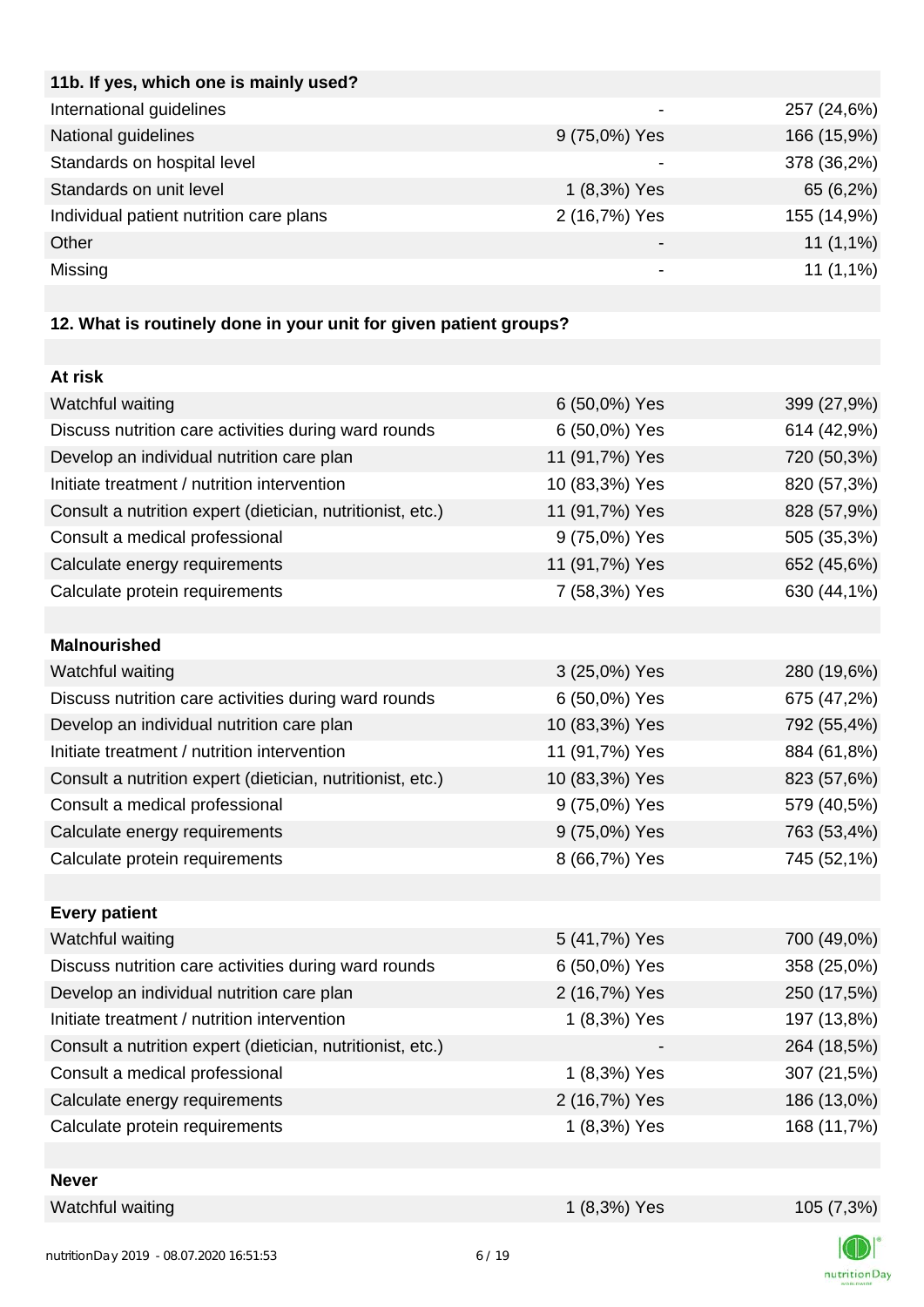| | | |
|---|---|---|
| **11b. If yes, which one is mainly used?** | | |
| International guidelines | - | 257 (24,6%) |
| National guidelines | 9 (75,0%) Yes | 166 (15,9%) |
| Standards on hospital level | - | 378 (36,2%) |
| Standards on unit level | 1 (8,3%) Yes | 65 (6,2%) |
| Individual patient nutrition care plans | 2 (16,7%) Yes | 155 (14,9%) |
| Other | - | 11 (1,1%) |
| Missing | - | 11 (1,1%) |

**12. What is routinely done in your unit for given patient groups?**

| | | |
|---|---|---|
| **At risk** | | |
| Watchful waiting | 6 (50,0%) Yes | 399 (27,9%) |
| Discuss nutrition care activities during ward rounds | 6 (50,0%) Yes | 614 (42,9%) |
| Develop an individual nutrition care plan | 11 (91,7%) Yes | 720 (50,3%) |
| Initiate treatment / nutrition intervention | 10 (83,3%) Yes | 820 (57,3%) |
| Consult a nutrition expert (dietician, nutritionist, etc.) | 11 (91,7%) Yes | 828 (57,9%) |
| Consult a medical professional | 9 (75,0%) Yes | 505 (35,3%) |
| Calculate energy requirements | 11 (91,7%) Yes | 652 (45,6%) |
| Calculate protein requirements | 7 (58,3%) Yes | 630 (44,1%) |
| **Malnourished** | | |
| Watchful waiting | 3 (25,0%) Yes | 280 (19,6%) |
| Discuss nutrition care activities during ward rounds | 6 (50,0%) Yes | 675 (47,2%) |
| Develop an individual nutrition care plan | 10 (83,3%) Yes | 792 (55,4%) |
| Initiate treatment / nutrition intervention | 11 (91,7%) Yes | 884 (61,8%) |
| Consult a nutrition expert (dietician, nutritionist, etc.) | 10 (83,3%) Yes | 823 (57,6%) |
| Consult a medical professional | 9 (75,0%) Yes | 579 (40,5%) |
| Calculate energy requirements | 9 (75,0%) Yes | 763 (53,4%) |
| Calculate protein requirements | 8 (66,7%) Yes | 745 (52,1%) |
| **Every patient** | | |
| Watchful waiting | 5 (41,7%) Yes | 700 (49,0%) |
| Discuss nutrition care activities during ward rounds | 6 (50,0%) Yes | 358 (25,0%) |
| Develop an individual nutrition care plan | 2 (16,7%) Yes | 250 (17,5%) |
| Initiate treatment / nutrition intervention | 1 (8,3%) Yes | 197 (13,8%) |
| Consult a nutrition expert (dietician, nutritionist, etc.) | - | 264 (18,5%) |
| Consult a medical professional | 1 (8,3%) Yes | 307 (21,5%) |
| Calculate energy requirements | 2 (16,7%) Yes | 186 (13,0%) |
| Calculate protein requirements | 1 (8,3%) Yes | 168 (11,7%) |
| **Never** | | |
| Watchful waiting | 1 (8,3%) Yes | 105 (7,3%) |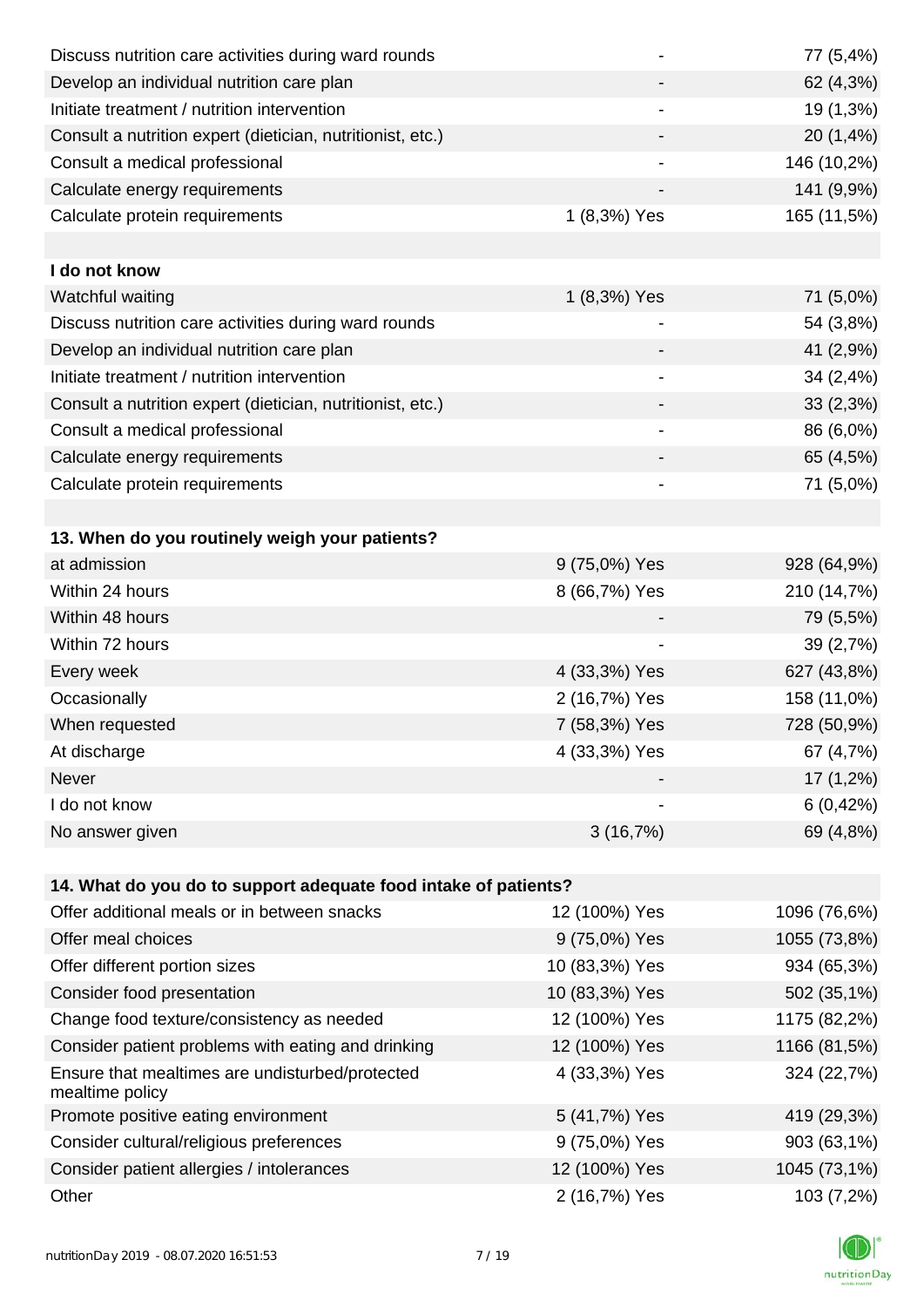| | | |
|---|---|---|
| Discuss nutrition care activities during ward rounds | - | 77 (5,4%) |
| Develop an individual nutrition care plan | - | 62 (4,3%) |
| Initiate treatment / nutrition intervention | - | 19 (1,3%) |
| Consult a nutrition expert (dietician, nutritionist, etc.) | - | 20 (1,4%) |
| Consult a medical professional | - | 146 (10,2%) |
| Calculate energy requirements | - | 141 (9,9%) |
| Calculate protein requirements | 1 (8,3%) Yes | 165 (11,5%) |
| | | |
| **I do not know** | | |
| Watchful waiting | 1 (8,3%) Yes | 71 (5,0%) |
| Discuss nutrition care activities during ward rounds | - | 54 (3,8%) |
| Develop an individual nutrition care plan | - | 41 (2,9%) |
| Initiate treatment / nutrition intervention | - | 34 (2,4%) |
| Consult a nutrition expert (dietician, nutritionist, etc.) | - | 33 (2,3%) |
| Consult a medical professional | - | 86 (6,0%) |
| Calculate energy requirements | - | 65 (4,5%) |
| Calculate protein requirements | - | 71 (5,0%) |

| **13. When do you routinely weigh your patients?** | | |
|---|---|---|
| at admission | 9 (75,0%) Yes | 928 (64,9%) |
| Within 24 hours | 8 (66,7%) Yes | 210 (14,7%) |
| Within 48 hours | - | 79 (5,5%) |
| Within 72 hours | - | 39 (2,7%) |
| Every week | 4 (33,3%) Yes | 627 (43,8%) |
| Occasionally | 2 (16,7%) Yes | 158 (11,0%) |
| When requested | 7 (58,3%) Yes | 728 (50,9%) |
| At discharge | 4 (33,3%) Yes | 67 (4,7%) |
| Never | - | 17 (1,2%) |
| I do not know | - | 6 (0,42%) |
| No answer given | 3 (16,7%) | 69 (4,8%) |

| **14. What do you do to support adequate food intake of patients?** | | |
|---|---|---|
| Offer additional meals or in between snacks | 12 (100%) Yes | 1096 (76,6%) |
| Offer meal choices | 9 (75,0%) Yes | 1055 (73,8%) |
| Offer different portion sizes | 10 (83,3%) Yes | 934 (65,3%) |
| Consider food presentation | 10 (83,3%) Yes | 502 (35,1%) |
| Change food texture/consistency as needed | 12 (100%) Yes | 1175 (82,2%) |
| Consider patient problems with eating and drinking | 12 (100%) Yes | 1166 (81,5%) |
| Ensure that mealtimes are undisturbed/protected mealtime policy | 4 (33,3%) Yes | 324 (22,7%) |
| Promote positive eating environment | 5 (41,7%) Yes | 419 (29,3%) |
| Consider cultural/religious preferences | 9 (75,0%) Yes | 903 (63,1%) |
| Consider patient allergies / intolerances | 12 (100%) Yes | 1045 (73,1%) |
| Other | 2 (16,7%) Yes | 103 (7,2%) |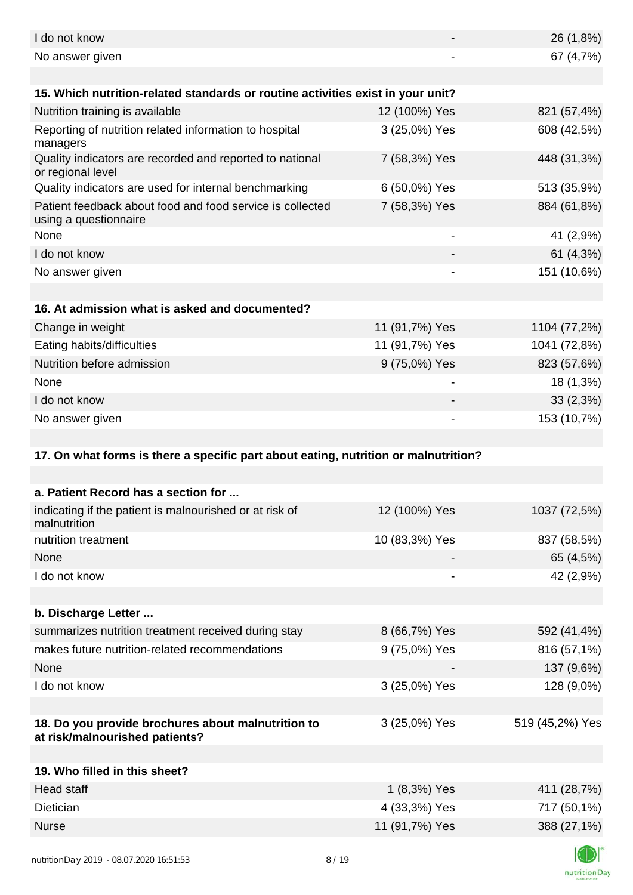| | | |
|---|---|---|
| I do not know | - | 26 (1,8%) |
| No answer given | - | 67 (4,7%) |

| 15. Which nutrition-related standards or routine activities exist in your unit? | | |
|---|---|---|
| Nutrition training is available | 12 (100%) Yes | 821 (57,4%) |
| Reporting of nutrition related information to hospital managers | 3 (25,0%) Yes | 608 (42,5%) |
| Quality indicators are recorded and reported to national or regional level | 7 (58,3%) Yes | 448 (31,3%) |
| Quality indicators are used for internal benchmarking | 6 (50,0%) Yes | 513 (35,9%) |
| Patient feedback about food and food service is collected using a questionnaire | 7 (58,3%) Yes | 884 (61,8%) |
| None | - | 41 (2,9%) |
| I do not know | - | 61 (4,3%) |
| No answer given | - | 151 (10,6%) |

| 16. At admission what is asked and documented? | | |
|---|---|---|
| Change in weight | 11 (91,7%) Yes | 1104 (77,2%) |
| Eating habits/difficulties | 11 (91,7%) Yes | 1041 (72,8%) |
| Nutrition before admission | 9 (75,0%) Yes | 823 (57,6%) |
| None | - | 18 (1,3%) |
| I do not know | - | 33 (2,3%) |
| No answer given | - | 153 (10,7%) |

**17. On what forms is there a specific part about eating, nutrition or malnutrition?**

| a. Patient Record has a section for ... | | |
|---|---|---|
| indicating if the patient is malnourished or at risk of malnutrition | 12 (100%) Yes | 1037 (72,5%) |
| nutrition treatment | 10 (83,3%) Yes | 837 (58,5%) |
| None | - | 65 (4,5%) |
| I do not know | - | 42 (2,9%) |

| b. Discharge Letter ... | | |
|---|---|---|
| summarizes nutrition treatment received during stay | 8 (66,7%) Yes | 592 (41,4%) |
| makes future nutrition-related recommendations | 9 (75,0%) Yes | 816 (57,1%) |
| None | - | 137 (9,6%) |
| I do not know | 3 (25,0%) Yes | 128 (9,0%) |

| 18. Do you provide brochures about malnutrition to at risk/malnourished patients? | 3 (25,0%) Yes | 519 (45,2%) Yes |
|---|---|---|

| 19. Who filled in this sheet? | | |
|---|---|---|
| Head staff | 1 (8,3%) Yes | 411 (28,7%) |
| Dietician | 4 (33,3%) Yes | 717 (50,1%) |
| Nurse | 11 (91,7%) Yes | 388 (27,1%) |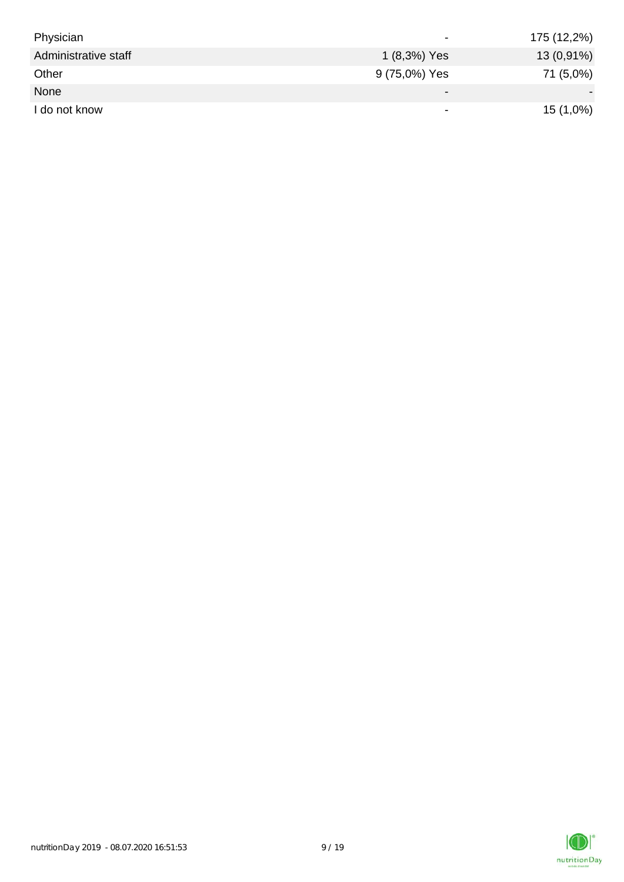| | | |
|---|---|---|
| Physician | - | 175 (12,2%) |
| Administrative staff | 1 (8,3%) Yes | 13 (0,91%) |
| Other | 9 (75,0%) Yes | 71 (5,0%) |
| None | - | - |
| I do not know | - | 15 (1,0%) |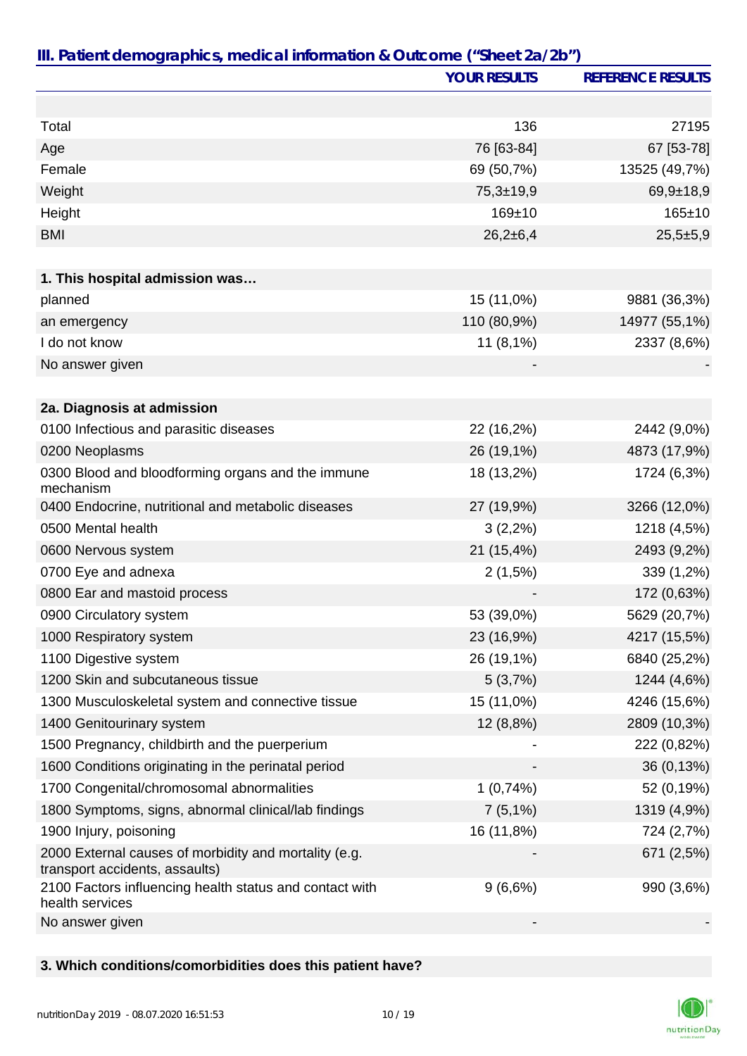## III. Patient demographics, medical information & Outcome ("Sheet 2a/2b")

| | YOUR RESULTS | REFERENCE RESULTS |
|---|---|---|
| Total | 136 | 27195 |
| Age | 76 [63-84] | 67 [53-78] |
| Female | 69 (50,7%) | 13525 (49,7%) |
| Weight | 75,3±19,9 | 69,9±18,9 |
| Height | 169±10 | 165±10 |
| BMI | 26,2±6,4 | 25,5±5,9 |
| **1. This hospital admission was…** | | |
| planned | 15 (11,0%) | 9881 (36,3%) |
| an emergency | 110 (80,9%) | 14977 (55,1%) |
| I do not know | 11 (8,1%) | 2337 (8,6%) |
| No answer given | - | - |
| **2a. Diagnosis at admission** | | |
| 0100 Infectious and parasitic diseases | 22 (16,2%) | 2442 (9,0%) |
| 0200 Neoplasms | 26 (19,1%) | 4873 (17,9%) |
| 0300 Blood and bloodforming organs and the immune mechanism | 18 (13,2%) | 1724 (6,3%) |
| 0400 Endocrine, nutritional and metabolic diseases | 27 (19,9%) | 3266 (12,0%) |
| 0500 Mental health | 3 (2,2%) | 1218 (4,5%) |
| 0600 Nervous system | 21 (15,4%) | 2493 (9,2%) |
| 0700 Eye and adnexa | 2 (1,5%) | 339 (1,2%) |
| 0800 Ear and mastoid process | - | 172 (0,63%) |
| 0900 Circulatory system | 53 (39,0%) | 5629 (20,7%) |
| 1000 Respiratory system | 23 (16,9%) | 4217 (15,5%) |
| 1100 Digestive system | 26 (19,1%) | 6840 (25,2%) |
| 1200 Skin and subcutaneous tissue | 5 (3,7%) | 1244 (4,6%) |
| 1300 Musculoskeletal system and connective tissue | 15 (11,0%) | 4246 (15,6%) |
| 1400 Genitourinary system | 12 (8,8%) | 2809 (10,3%) |
| 1500 Pregnancy, childbirth and the puerperium | - | 222 (0,82%) |
| 1600 Conditions originating in the perinatal period | - | 36 (0,13%) |
| 1700 Congenital/chromosomal abnormalities | 1 (0,74%) | 52 (0,19%) |
| 1800 Symptoms, signs, abnormal clinical/lab findings | 7 (5,1%) | 1319 (4,9%) |
| 1900 Injury, poisoning | 16 (11,8%) | 724 (2,7%) |
| 2000 External causes of morbidity and mortality (e.g. transport accidents, assaults) | - | 671 (2,5%) |
| 2100 Factors influencing health status and contact with health services | 9 (6,6%) | 990 (3,6%) |
| No answer given | - | - |

**3. Which conditions/comorbidities does this patient have?**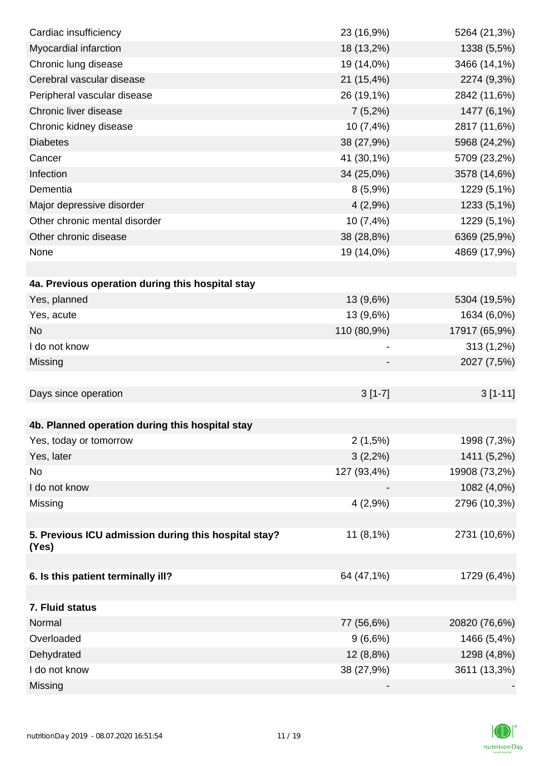| | | |
|---|---|---|
| Cardiac insufficiency | 23 (16,9%) | 5264 (21,3%) |
| Myocardial infarction | 18 (13,2%) | 1338 (5,5%) |
| Chronic lung disease | 19 (14,0%) | 3466 (14,1%) |
| Cerebral vascular disease | 21 (15,4%) | 2274 (9,3%) |
| Peripheral vascular disease | 26 (19,1%) | 2842 (11,6%) |
| Chronic liver disease | 7 (5,2%) | 1477 (6,1%) |
| Chronic kidney disease | 10 (7,4%) | 2817 (11,6%) |
| Diabetes | 38 (27,9%) | 5968 (24,2%) |
| Cancer | 41 (30,1%) | 5709 (23,2%) |
| Infection | 34 (25,0%) | 3578 (14,6%) |
| Dementia | 8 (5,9%) | 1229 (5,1%) |
| Major depressive disorder | 4 (2,9%) | 1233 (5,1%) |
| Other chronic mental disorder | 10 (7,4%) | 1229 (5,1%) |
| Other chronic disease | 38 (28,8%) | 6369 (25,9%) |
| None | 19 (14,0%) | 4869 (17,9%) |
| | | |
| **4a. Previous operation during this hospital stay** | | |
| Yes, planned | 13 (9,6%) | 5304 (19,5%) |
| Yes, acute | 13 (9,6%) | 1634 (6,0%) |
| No | 110 (80,9%) | 17917 (65,9%) |
| I do not know | - | 313 (1,2%) |
| Missing | - | 2027 (7,5%) |
| | | |
| Days since operation | 3 [1-7] | 3 [1-11] |
| | | |
| **4b. Planned operation during this hospital stay** | | |
| Yes, today or tomorrow | 2 (1,5%) | 1998 (7,3%) |
| Yes, later | 3 (2,2%) | 1411 (5,2%) |
| No | 127 (93,4%) | 19908 (73,2%) |
| I do not know | - | 1082 (4,0%) |
| Missing | 4 (2,9%) | 2796 (10,3%) |
| | | |
| **5. Previous ICU admission during this hospital stay? (Yes)** | 11 (8,1%) | 2731 (10,6%) |
| | | |
| **6. Is this patient terminally ill?** | 64 (47,1%) | 1729 (6,4%) |
| | | |
| **7. Fluid status** | | |
| Normal | 77 (56,6%) | 20820 (76,6%) |
| Overloaded | 9 (6,6%) | 1466 (5,4%) |
| Dehydrated | 12 (8,8%) | 1298 (4,8%) |
| I do not know | 38 (27,9%) | 3611 (13,3%) |
| Missing | - | - |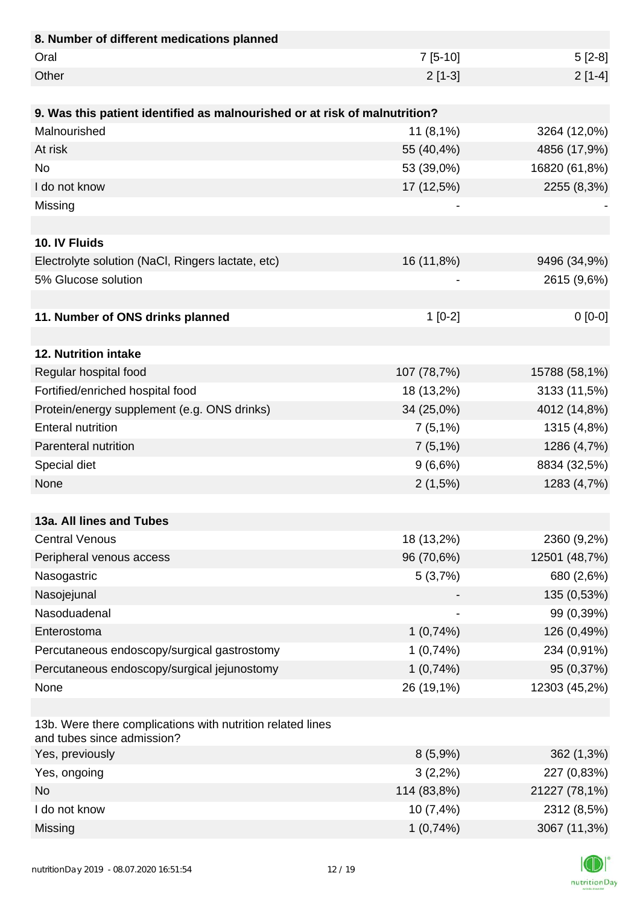| | | |
|---|---|---|
| **8. Number of different medications planned** | | |
| Oral | 7 [5-10] | 5 [2-8] |
| Other | 2 [1-3] | 2 [1-4] |
| | | |
| **9. Was this patient identified as malnourished or at risk of malnutrition?** | | |
| Malnourished | 11 (8,1%) | 3264 (12,0%) |
| At risk | 55 (40,4%) | 4856 (17,9%) |
| No | 53 (39,0%) | 16820 (61,8%) |
| I do not know | 17 (12,5%) | 2255 (8,3%) |
| Missing | - | - |
| | | |
| **10. IV Fluids** | | |
| Electrolyte solution (NaCl, Ringers lactate, etc) | 16 (11,8%) | 9496 (34,9%) |
| 5% Glucose solution | - | 2615 (9,6%) |
| | | |
| **11. Number of ONS drinks planned** | 1 [0-2] | 0 [0-0] |
| | | |
| **12. Nutrition intake** | | |
| Regular hospital food | 107 (78,7%) | 15788 (58,1%) |
| Fortified/enriched hospital food | 18 (13,2%) | 3133 (11,5%) |
| Protein/energy supplement (e.g. ONS drinks) | 34 (25,0%) | 4012 (14,8%) |
| Enteral nutrition | 7 (5,1%) | 1315 (4,8%) |
| Parenteral nutrition | 7 (5,1%) | 1286 (4,7%) |
| Special diet | 9 (6,6%) | 8834 (32,5%) |
| None | 2 (1,5%) | 1283 (4,7%) |
| | | |
| **13a. All lines and Tubes** | | |
| Central Venous | 18 (13,2%) | 2360 (9,2%) |
| Peripheral venous access | 96 (70,6%) | 12501 (48,7%) |
| Nasogastric | 5 (3,7%) | 680 (2,6%) |
| Nasojejunal | - | 135 (0,53%) |
| Nasoduadenal | - | 99 (0,39%) |
| Enterostoma | 1 (0,74%) | 126 (0,49%) |
| Percutaneous endoscopy/surgical gastrostomy | 1 (0,74%) | 234 (0,91%) |
| Percutaneous endoscopy/surgical jejunostomy | 1 (0,74%) | 95 (0,37%) |
| None | 26 (19,1%) | 12303 (45,2%) |
| | | |
| 13b. Were there complications with nutrition related lines and tubes since admission? | | |
| Yes, previously | 8 (5,9%) | 362 (1,3%) |
| Yes, ongoing | 3 (2,2%) | 227 (0,83%) |
| No | 114 (83,8%) | 21227 (78,1%) |
| I do not know | 10 (7,4%) | 2312 (8,5%) |
| Missing | 1 (0,74%) | 3067 (11,3%) |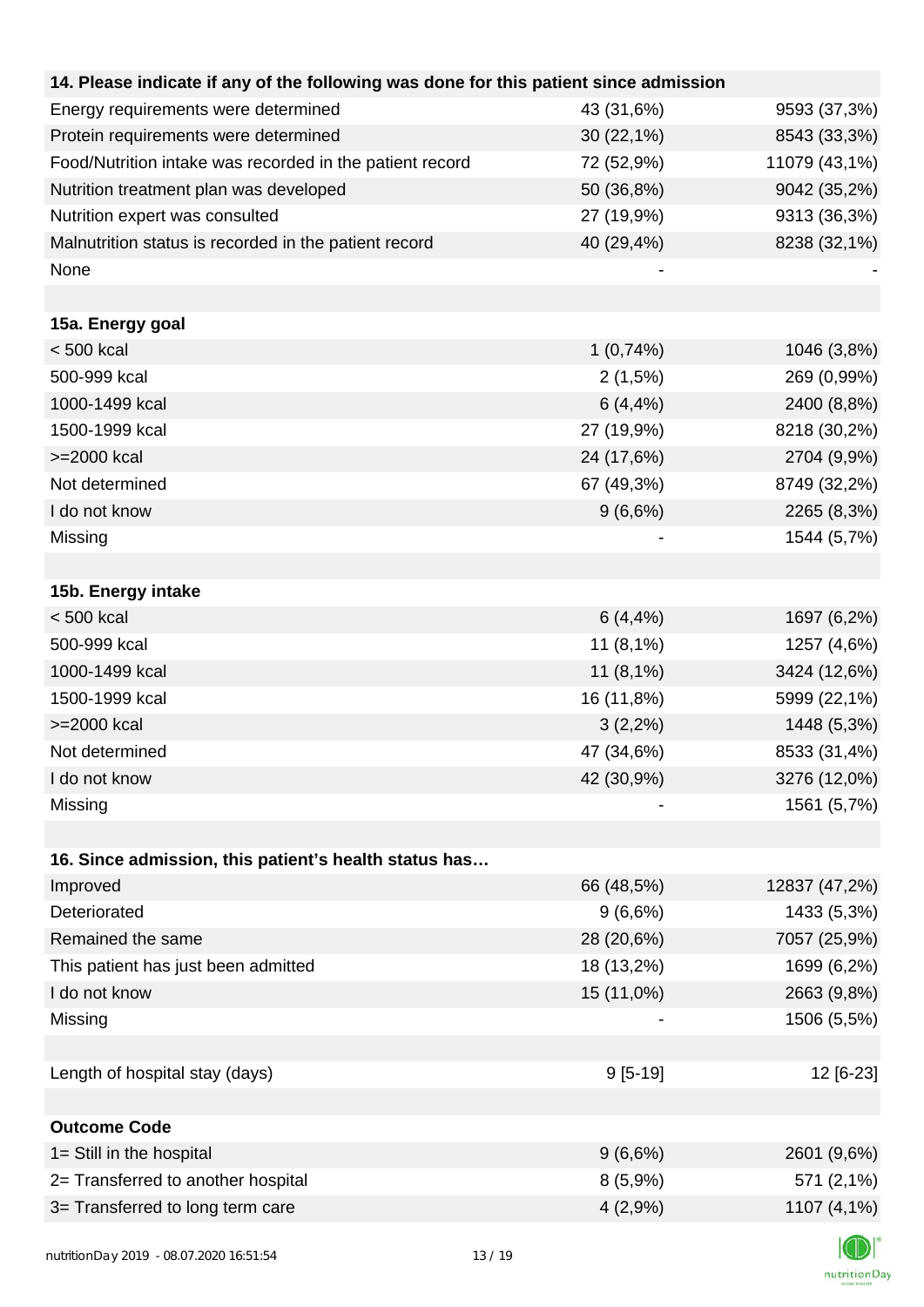| | | |
|---|---|---|
| **14. Please indicate if any of the following was done for this patient since admission** | | |
| Energy requirements were determined | 43 (31,6%) | 9593 (37,3%) |
| Protein requirements were determined | 30 (22,1%) | 8543 (33,3%) |
| Food/Nutrition intake was recorded in the patient record | 72 (52,9%) | 11079 (43,1%) |
| Nutrition treatment plan was developed | 50 (36,8%) | 9042 (35,2%) |
| Nutrition expert was consulted | 27 (19,9%) | 9313 (36,3%) |
| Malnutrition status is recorded in the patient record | 40 (29,4%) | 8238 (32,1%) |
| None | - | - |
| | | |
| **15a. Energy goal** | | |
| < 500 kcal | 1 (0,74%) | 1046 (3,8%) |
| 500-999 kcal | 2 (1,5%) | 269 (0,99%) |
| 1000-1499 kcal | 6 (4,4%) | 2400 (8,8%) |
| 1500-1999 kcal | 27 (19,9%) | 8218 (30,2%) |
| >=2000 kcal | 24 (17,6%) | 2704 (9,9%) |
| Not determined | 67 (49,3%) | 8749 (32,2%) |
| I do not know | 9 (6,6%) | 2265 (8,3%) |
| Missing | - | 1544 (5,7%) |
| | | |
| **15b. Energy intake** | | |
| < 500 kcal | 6 (4,4%) | 1697 (6,2%) |
| 500-999 kcal | 11 (8,1%) | 1257 (4,6%) |
| 1000-1499 kcal | 11 (8,1%) | 3424 (12,6%) |
| 1500-1999 kcal | 16 (11,8%) | 5999 (22,1%) |
| >=2000 kcal | 3 (2,2%) | 1448 (5,3%) |
| Not determined | 47 (34,6%) | 8533 (31,4%) |
| I do not know | 42 (30,9%) | 3276 (12,0%) |
| Missing | - | 1561 (5,7%) |
| | | |
| **16. Since admission, this patient's health status has…** | | |
| Improved | 66 (48,5%) | 12837 (47,2%) |
| Deteriorated | 9 (6,6%) | 1433 (5,3%) |
| Remained the same | 28 (20,6%) | 7057 (25,9%) |
| This patient has just been admitted | 18 (13,2%) | 1699 (6,2%) |
| I do not know | 15 (11,0%) | 2663 (9,8%) |
| Missing | - | 1506 (5,5%) |
| | | |
| Length of hospital stay (days) | 9 [5-19] | 12 [6-23] |
| | | |
| **Outcome Code** | | |
| 1= Still in the hospital | 9 (6,6%) | 2601 (9,6%) |
| 2= Transferred to another hospital | 8 (5,9%) | 571 (2,1%) |
| 3= Transferred to long term care | 4 (2,9%) | 1107 (4,1%) |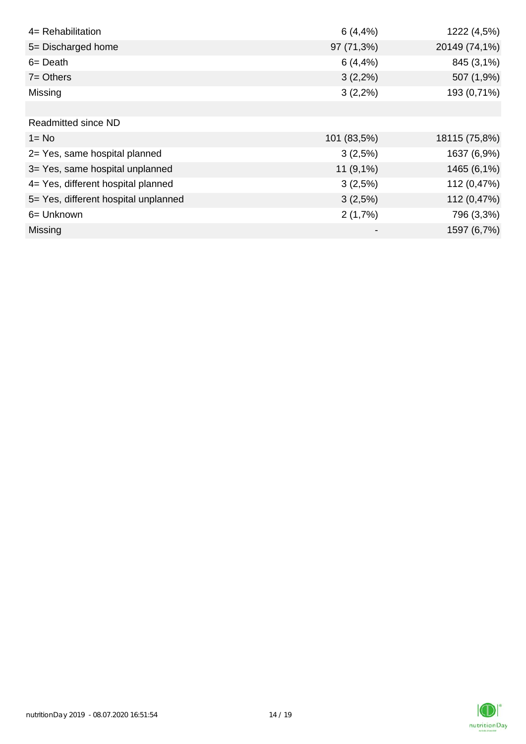| | | |
|---|---|---|
| 4= Rehabilitation | 6 (4,4%) | 1222 (4,5%) |
| 5= Discharged home | 97 (71,3%) | 20149 (74,1%) |
| 6= Death | 6 (4,4%) | 845 (3,1%) |
| 7= Others | 3 (2,2%) | 507 (1,9%) |
| Missing | 3 (2,2%) | 193 (0,71%) |
| | | |
| Readmitted since ND | | |
| 1= No | 101 (83,5%) | 18115 (75,8%) |
| 2= Yes, same hospital planned | 3 (2,5%) | 1637 (6,9%) |
| 3= Yes, same hospital unplanned | 11 (9,1%) | 1465 (6,1%) |
| 4= Yes, different hospital planned | 3 (2,5%) | 112 (0,47%) |
| 5= Yes, different hospital unplanned | 3 (2,5%) | 112 (0,47%) |
| 6= Unknown | 2 (1,7%) | 796 (3,3%) |
| Missing | - | 1597 (6,7%) |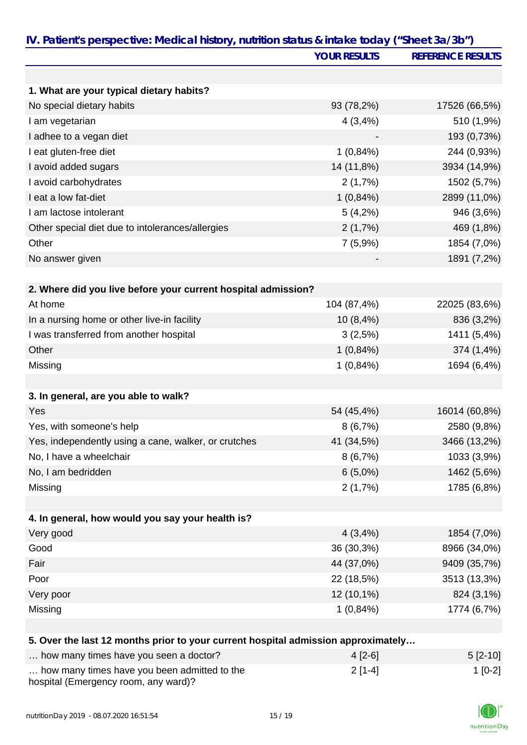## IV. Patient's perspective: Medical history, nutrition status & intake today ("Sheet 3a/3b")

| | YOUR RESULTS | REFERENCE RESULTS |
|---|---|---|
| **1. What are your typical dietary habits?** | | |
| No special dietary habits | 93 (78,2%) | 17526 (66,5%) |
| I am vegetarian | 4 (3,4%) | 510 (1,9%) |
| I adhee to a vegan diet | - | 193 (0,73%) |
| I eat gluten-free diet | 1 (0,84%) | 244 (0,93%) |
| I avoid added sugars | 14 (11,8%) | 3934 (14,9%) |
| I avoid carbohydrates | 2 (1,7%) | 1502 (5,7%) |
| I eat a low fat-diet | 1 (0,84%) | 2899 (11,0%) |
| I am lactose intolerant | 5 (4,2%) | 946 (3,6%) |
| Other special diet due to intolerances/allergies | 2 (1,7%) | 469 (1,8%) |
| Other | 7 (5,9%) | 1854 (7,0%) |
| No answer given | - | 1891 (7,2%) |
| **2. Where did you live before your current hospital admission?** | | |
| At home | 104 (87,4%) | 22025 (83,6%) |
| In a nursing home or other live-in facility | 10 (8,4%) | 836 (3,2%) |
| I was transferred from another hospital | 3 (2,5%) | 1411 (5,4%) |
| Other | 1 (0,84%) | 374 (1,4%) |
| Missing | 1 (0,84%) | 1694 (6,4%) |
| **3. In general, are you able to walk?** | | |
| Yes | 54 (45,4%) | 16014 (60,8%) |
| Yes, with someone's help | 8 (6,7%) | 2580 (9,8%) |
| Yes, independently using a cane, walker, or crutches | 41 (34,5%) | 3466 (13,2%) |
| No, I have a wheelchair | 8 (6,7%) | 1033 (3,9%) |
| No, I am bedridden | 6 (5,0%) | 1462 (5,6%) |
| Missing | 2 (1,7%) | 1785 (6,8%) |
| **4. In general, how would you say your health is?** | | |
| Very good | 4 (3,4%) | 1854 (7,0%) |
| Good | 36 (30,3%) | 8966 (34,0%) |
| Fair | 44 (37,0%) | 9409 (35,7%) |
| Poor | 22 (18,5%) | 3513 (13,3%) |
| Very poor | 12 (10,1%) | 824 (3,1%) |
| Missing | 1 (0,84%) | 1774 (6,7%) |
| **5. Over the last 12 months prior to your current hospital admission approximately…** | | |
| … how many times have you seen a doctor? | 4 [2-6] | 5 [2-10] |
| … how many times have you been admitted to the hospital (Emergency room, any ward)? | 2 [1-4] | 1 [0-2] |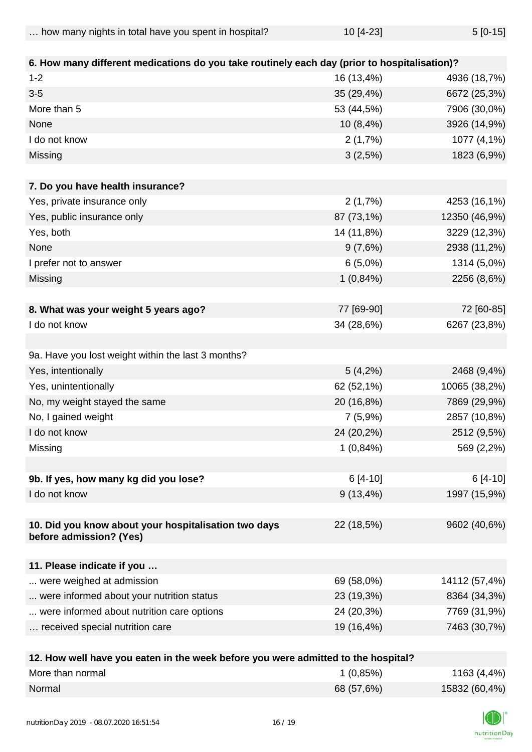| | | |
|---|---|---|
| … how many nights in total have you spent in hospital? | 10 [4-23] | 5 [0-15] |
| **6. How many different medications do you take routinely each day (prior to hospitalisation)?** | | |
| 1-2 | 16 (13,4%) | 4936 (18,7%) |
| 3-5 | 35 (29,4%) | 6672 (25,3%) |
| More than 5 | 53 (44,5%) | 7906 (30,0%) |
| None | 10 (8,4%) | 3926 (14,9%) |
| I do not know | 2 (1,7%) | 1077 (4,1%) |
| Missing | 3 (2,5%) | 1823 (6,9%) |
| **7. Do you have health insurance?** | | |
| Yes, private insurance only | 2 (1,7%) | 4253 (16,1%) |
| Yes, public insurance only | 87 (73,1%) | 12350 (46,9%) |
| Yes, both | 14 (11,8%) | 3229 (12,3%) |
| None | 9 (7,6%) | 2938 (11,2%) |
| I prefer not to answer | 6 (5,0%) | 1314 (5,0%) |
| Missing | 1 (0,84%) | 2256 (8,6%) |
| **8. What was your weight 5 years ago?** | 77 [69-90] | 72 [60-85] |
| I do not know | 34 (28,6%) | 6267 (23,8%) |
| 9a. Have you lost weight within the last 3 months? | | |
| Yes, intentionally | 5 (4,2%) | 2468 (9,4%) |
| Yes, unintentionally | 62 (52,1%) | 10065 (38,2%) |
| No, my weight stayed the same | 20 (16,8%) | 7869 (29,9%) |
| No, I gained weight | 7 (5,9%) | 2857 (10,8%) |
| I do not know | 24 (20,2%) | 2512 (9,5%) |
| Missing | 1 (0,84%) | 569 (2,2%) |
| **9b. If yes, how many kg did you lose?** | 6 [4-10] | 6 [4-10] |
| I do not know | 9 (13,4%) | 1997 (15,9%) |
| **10. Did you know about your hospitalisation two days before admission? (Yes)** | 22 (18,5%) | 9602 (40,6%) |
| **11. Please indicate if you …** | | |
| ... were weighed at admission | 69 (58,0%) | 14112 (57,4%) |
| ... were informed about your nutrition status | 23 (19,3%) | 8364 (34,3%) |
| ... were informed about nutrition care options | 24 (20,3%) | 7769 (31,9%) |
| … received special nutrition care | 19 (16,4%) | 7463 (30,7%) |
| **12. How well have you eaten in the week before you were admitted to the hospital?** | | |
| More than normal | 1 (0,85%) | 1163 (4,4%) |
| Normal | 68 (57,6%) | 15832 (60,4%) |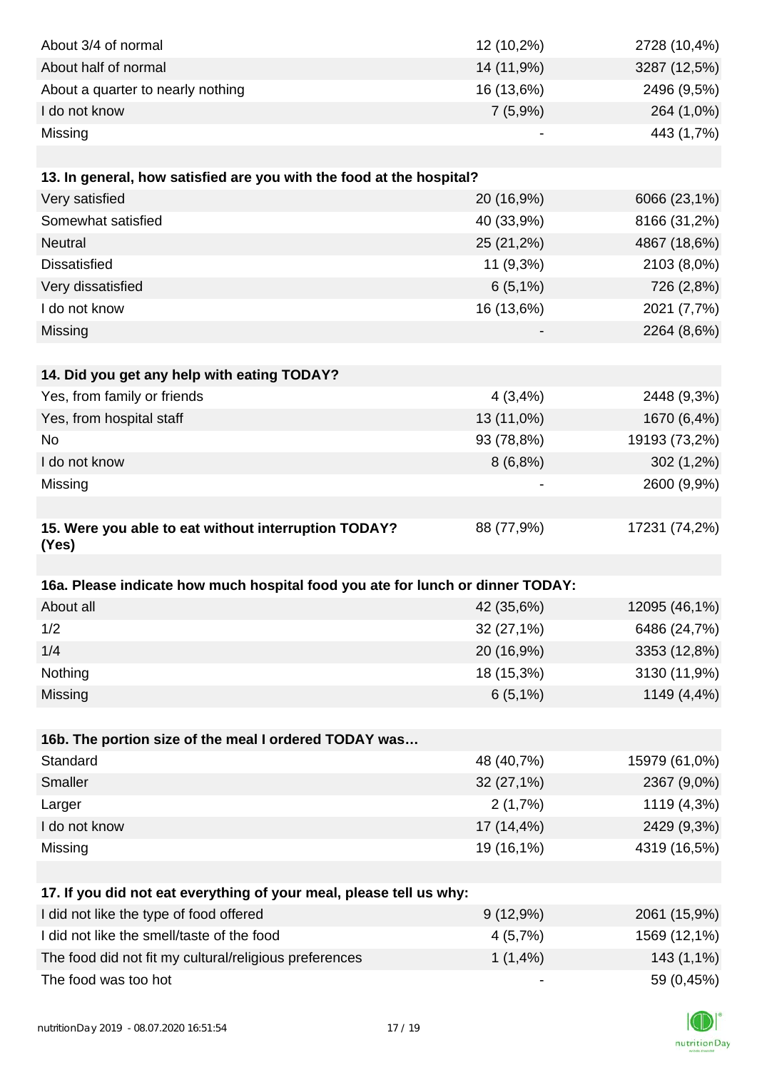| | | |
|---|---|---|
| About 3/4 of normal | 12 (10,2%) | 2728 (10,4%) |
| About half of normal | 14 (11,9%) | 3287 (12,5%) |
| About a quarter to nearly nothing | 16 (13,6%) | 2496 (9,5%) |
| I do not know | 7 (5,9%) | 264 (1,0%) |
| Missing | - | 443 (1,7%) |

| **13. In general, how satisfied are you with the food at the hospital?** | | |
|---|---|---|
| Very satisfied | 20 (16,9%) | 6066 (23,1%) |
| Somewhat satisfied | 40 (33,9%) | 8166 (31,2%) |
| Neutral | 25 (21,2%) | 4867 (18,6%) |
| Dissatisfied | 11 (9,3%) | 2103 (8,0%) |
| Very dissatisfied | 6 (5,1%) | 726 (2,8%) |
| I do not know | 16 (13,6%) | 2021 (7,7%) |
| Missing | - | 2264 (8,6%) |

| **14. Did you get any help with eating TODAY?** | | |
|---|---|---|
| Yes, from family or friends | 4 (3,4%) | 2448 (9,3%) |
| Yes, from hospital staff | 13 (11,0%) | 1670 (6,4%) |
| No | 93 (78,8%) | 19193 (73,2%) |
| I do not know | 8 (6,8%) | 302 (1,2%) |
| Missing | - | 2600 (9,9%) |

| | | |
|---|---|---|
| **15. Were you able to eat without interruption TODAY? (Yes)** | 88 (77,9%) | 17231 (74,2%) |

| **16a. Please indicate how much hospital food you ate for lunch or dinner TODAY:** | | |
|---|---|---|
| About all | 42 (35,6%) | 12095 (46,1%) |
| 1/2 | 32 (27,1%) | 6486 (24,7%) |
| 1/4 | 20 (16,9%) | 3353 (12,8%) |
| Nothing | 18 (15,3%) | 3130 (11,9%) |
| Missing | 6 (5,1%) | 1149 (4,4%) |

| **16b. The portion size of the meal I ordered TODAY was…** | | |
|---|---|---|
| Standard | 48 (40,7%) | 15979 (61,0%) |
| Smaller | 32 (27,1%) | 2367 (9,0%) |
| Larger | 2 (1,7%) | 1119 (4,3%) |
| I do not know | 17 (14,4%) | 2429 (9,3%) |
| Missing | 19 (16,1%) | 4319 (16,5%) |

| **17. If you did not eat everything of your meal, please tell us why:** | | |
|---|---|---|
| I did not like the type of food offered | 9 (12,9%) | 2061 (15,9%) |
| I did not like the smell/taste of the food | 4 (5,7%) | 1569 (12,1%) |
| The food did not fit my cultural/religious preferences | 1 (1,4%) | 143 (1,1%) |
| The food was too hot | - | 59 (0,45%) |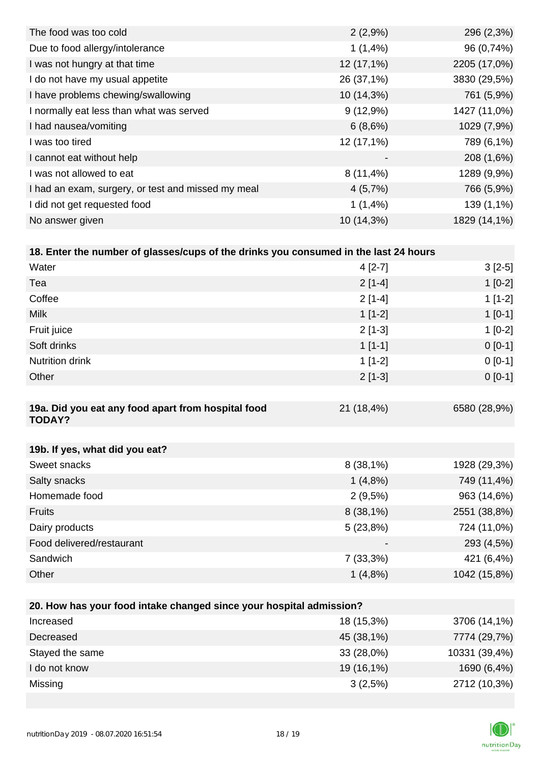| | | |
|---|---|---|
| The food was too cold | 2 (2,9%) | 296 (2,3%) |
| Due to food allergy/intolerance | 1 (1,4%) | 96 (0,74%) |
| I was not hungry at that time | 12 (17,1%) | 2205 (17,0%) |
| I do not have my usual appetite | 26 (37,1%) | 3830 (29,5%) |
| I have problems chewing/swallowing | 10 (14,3%) | 761 (5,9%) |
| I normally eat less than what was served | 9 (12,9%) | 1427 (11,0%) |
| I had nausea/vomiting | 6 (8,6%) | 1029 (7,9%) |
| I was too tired | 12 (17,1%) | 789 (6,1%) |
| I cannot eat without help | - | 208 (1,6%) |
| I was not allowed to eat | 8 (11,4%) | 1289 (9,9%) |
| I had an exam, surgery, or test and missed my meal | 4 (5,7%) | 766 (5,9%) |
| I did not get requested food | 1 (1,4%) | 139 (1,1%) |
| No answer given | 10 (14,3%) | 1829 (14,1%) |

| 18. Enter the number of glasses/cups of the drinks you consumed in the last 24 hours | | |
|---|---|---|
| Water | 4 [2-7] | 3 [2-5] |
| Tea | 2 [1-4] | 1 [0-2] |
| Coffee | 2 [1-4] | 1 [1-2] |
| Milk | 1 [1-2] | 1 [0-1] |
| Fruit juice | 2 [1-3] | 1 [0-2] |
| Soft drinks | 1 [1-1] | 0 [0-1] |
| Nutrition drink | 1 [1-2] | 0 [0-1] |
| Other | 2 [1-3] | 0 [0-1] |

| 19a. Did you eat any food apart from hospital food TODAY? | 21 (18,4%) | 6580 (28,9%) |
|---|---|---|

| 19b. If yes, what did you eat? | | |
|---|---|---|
| Sweet snacks | 8 (38,1%) | 1928 (29,3%) |
| Salty snacks | 1 (4,8%) | 749 (11,4%) |
| Homemade food | 2 (9,5%) | 963 (14,6%) |
| Fruits | 8 (38,1%) | 2551 (38,8%) |
| Dairy products | 5 (23,8%) | 724 (11,0%) |
| Food delivered/restaurant | - | 293 (4,5%) |
| Sandwich | 7 (33,3%) | 421 (6,4%) |
| Other | 1 (4,8%) | 1042 (15,8%) |

| 20. How has your food intake changed since your hospital admission? | | |
|---|---|---|
| Increased | 18 (15,3%) | 3706 (14,1%) |
| Decreased | 45 (38,1%) | 7774 (29,7%) |
| Stayed the same | 33 (28,0%) | 10331 (39,4%) |
| I do not know | 19 (16,1%) | 1690 (6,4%) |
| Missing | 3 (2,5%) | 2712 (10,3%) |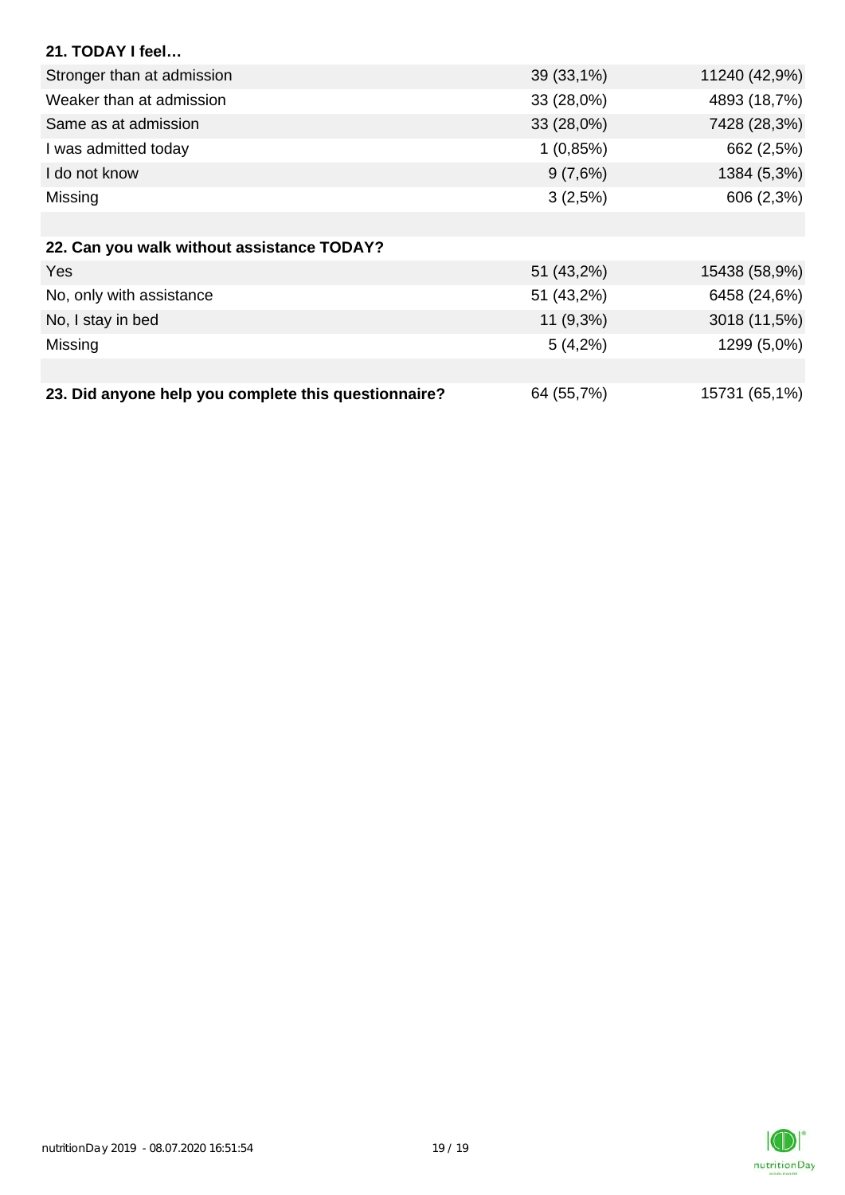| | | |
|---|---|---|
| **21. TODAY I feel…** | | |
| Stronger than at admission | 39 (33,1%) | 11240 (42,9%) |
| Weaker than at admission | 33 (28,0%) | 4893 (18,7%) |
| Same as at admission | 33 (28,0%) | 7428 (28,3%) |
| I was admitted today | 1 (0,85%) | 662 (2,5%) |
| I do not know | 9 (7,6%) | 1384 (5,3%) |
| Missing | 3 (2,5%) | 606 (2,3%) |
| | | |
| **22. Can you walk without assistance TODAY?** | | |
| Yes | 51 (43,2%) | 15438 (58,9%) |
| No, only with assistance | 51 (43,2%) | 6458 (24,6%) |
| No, I stay in bed | 11 (9,3%) | 3018 (11,5%) |
| Missing | 5 (4,2%) | 1299 (5,0%) |
| | | |
| **23. Did anyone help you complete this questionnaire?** | 64 (55,7%) | 15731 (65,1%) |